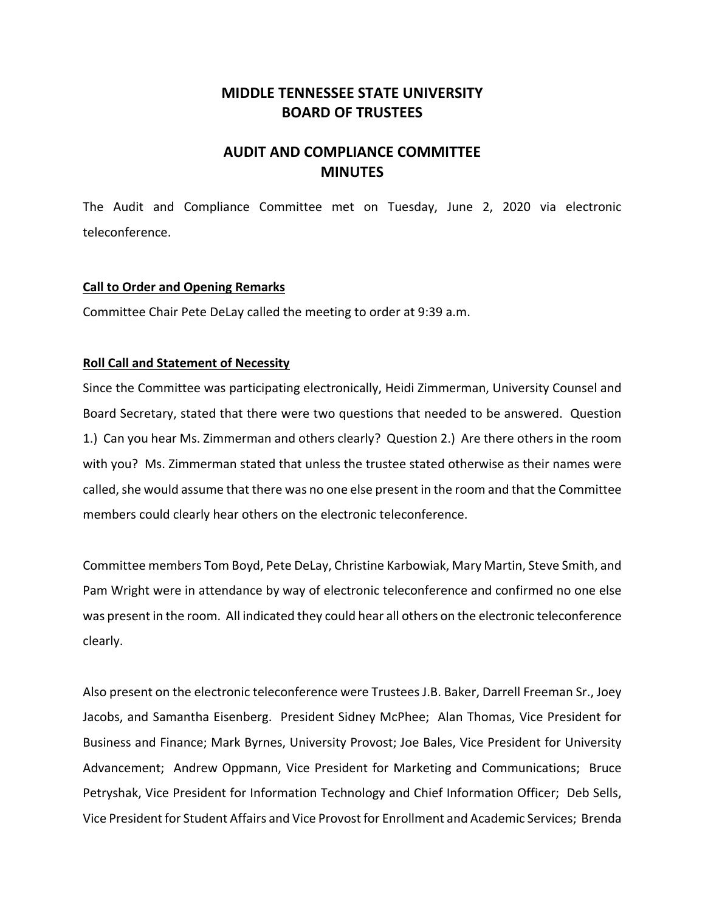# MIDDLE TENNESSEE STATE UNIVERSITY
# BOARD OF TRUSTEES

## AUDIT AND COMPLIANCE COMMITTEE
## MINUTES

The Audit and Compliance Committee met on Tuesday, June 2, 2020 via electronic teleconference.

**Call to Order and Opening Remarks**

Committee Chair Pete DeLay called the meeting to order at 9:39 a.m.

**Roll Call and Statement of Necessity**

Since the Committee was participating electronically, Heidi Zimmerman, University Counsel and Board Secretary, stated that there were two questions that needed to be answered. Question 1.) Can you hear Ms. Zimmerman and others clearly? Question 2.) Are there others in the room with you? Ms. Zimmerman stated that unless the trustee stated otherwise as their names were called, she would assume that there was no one else present in the room and that the Committee members could clearly hear others on the electronic teleconference.

Committee members Tom Boyd, Pete DeLay, Christine Karbowiak, Mary Martin, Steve Smith, and Pam Wright were in attendance by way of electronic teleconference and confirmed no one else was present in the room. All indicated they could hear all others on the electronic teleconference clearly.

Also present on the electronic teleconference were Trustees J.B. Baker, Darrell Freeman Sr., Joey Jacobs, and Samantha Eisenberg. President Sidney McPhee; Alan Thomas, Vice President for Business and Finance; Mark Byrnes, University Provost; Joe Bales, Vice President for University Advancement; Andrew Oppmann, Vice President for Marketing and Communications; Bruce Petryshak, Vice President for Information Technology and Chief Information Officer; Deb Sells, Vice President for Student Affairs and Vice Provost for Enrollment and Academic Services; Brenda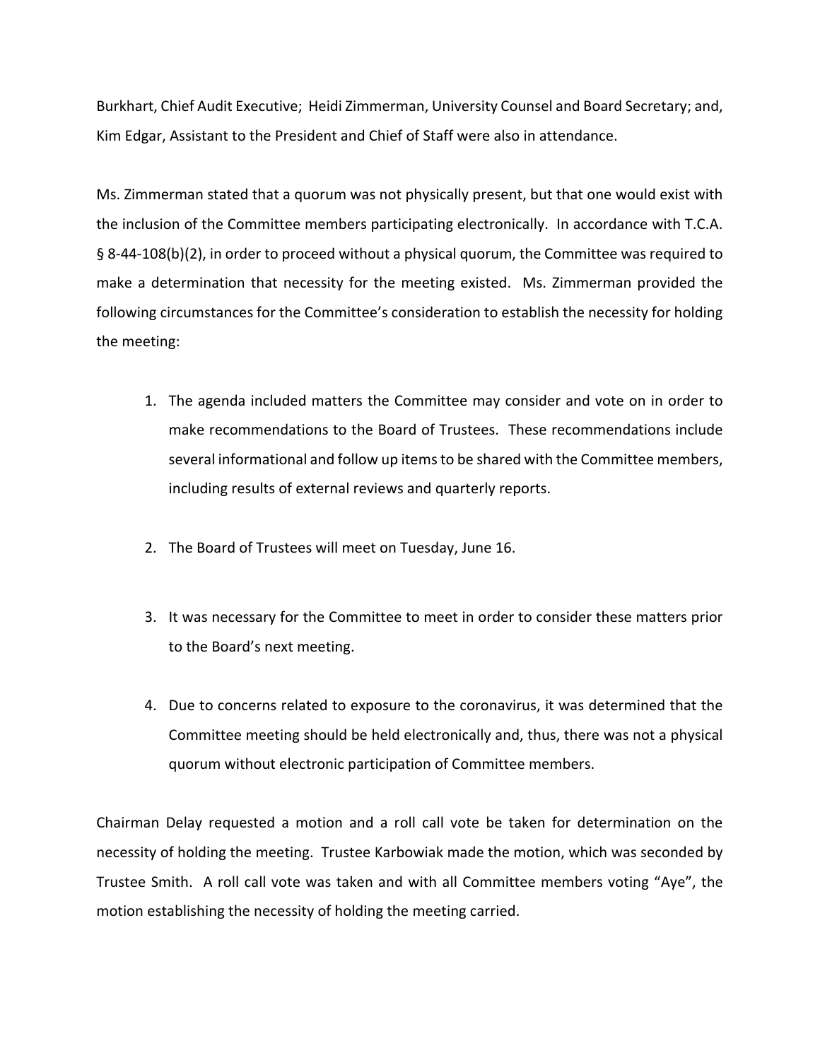Burkhart, Chief Audit Executive; Heidi Zimmerman, University Counsel and Board Secretary; and, Kim Edgar, Assistant to the President and Chief of Staff were also in attendance.

Ms. Zimmerman stated that a quorum was not physically present, but that one would exist with the inclusion of the Committee members participating electronically. In accordance with T.C.A. § 8-44-108(b)(2), in order to proceed without a physical quorum, the Committee was required to make a determination that necessity for the meeting existed. Ms. Zimmerman provided the following circumstances for the Committee's consideration to establish the necessity for holding the meeting:

1. The agenda included matters the Committee may consider and vote on in order to make recommendations to the Board of Trustees. These recommendations include several informational and follow up items to be shared with the Committee members, including results of external reviews and quarterly reports.

2. The Board of Trustees will meet on Tuesday, June 16.

3. It was necessary for the Committee to meet in order to consider these matters prior to the Board's next meeting.

4. Due to concerns related to exposure to the coronavirus, it was determined that the Committee meeting should be held electronically and, thus, there was not a physical quorum without electronic participation of Committee members.

Chairman Delay requested a motion and a roll call vote be taken for determination on the necessity of holding the meeting. Trustee Karbowiak made the motion, which was seconded by Trustee Smith. A roll call vote was taken and with all Committee members voting "Aye", the motion establishing the necessity of holding the meeting carried.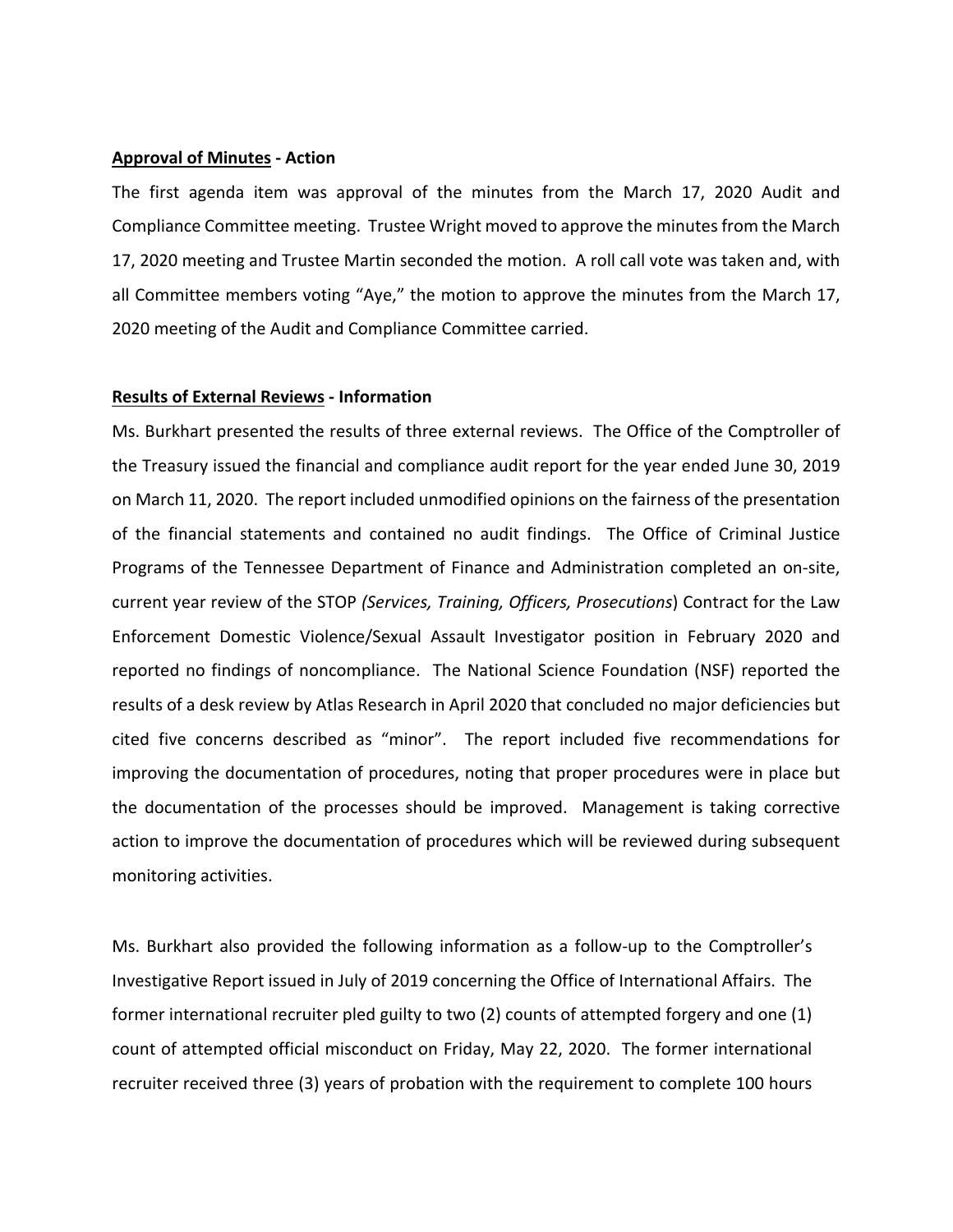**Approval of Minutes - Action**

The first agenda item was approval of the minutes from the March 17, 2020 Audit and Compliance Committee meeting. Trustee Wright moved to approve the minutes from the March 17, 2020 meeting and Trustee Martin seconded the motion. A roll call vote was taken and, with all Committee members voting "Aye," the motion to approve the minutes from the March 17, 2020 meeting of the Audit and Compliance Committee carried.

**Results of External Reviews - Information**

Ms. Burkhart presented the results of three external reviews. The Office of the Comptroller of the Treasury issued the financial and compliance audit report for the year ended June 30, 2019 on March 11, 2020. The report included unmodified opinions on the fairness of the presentation of the financial statements and contained no audit findings. The Office of Criminal Justice Programs of the Tennessee Department of Finance and Administration completed an on-site, current year review of the STOP *(Services, Training, Officers, Prosecutions*) Contract for the Law Enforcement Domestic Violence/Sexual Assault Investigator position in February 2020 and reported no findings of noncompliance. The National Science Foundation (NSF) reported the results of a desk review by Atlas Research in April 2020 that concluded no major deficiencies but cited five concerns described as "minor". The report included five recommendations for improving the documentation of procedures, noting that proper procedures were in place but the documentation of the processes should be improved. Management is taking corrective action to improve the documentation of procedures which will be reviewed during subsequent monitoring activities.

Ms. Burkhart also provided the following information as a follow-up to the Comptroller's Investigative Report issued in July of 2019 concerning the Office of International Affairs. The former international recruiter pled guilty to two (2) counts of attempted forgery and one (1) count of attempted official misconduct on Friday, May 22, 2020. The former international recruiter received three (3) years of probation with the requirement to complete 100 hours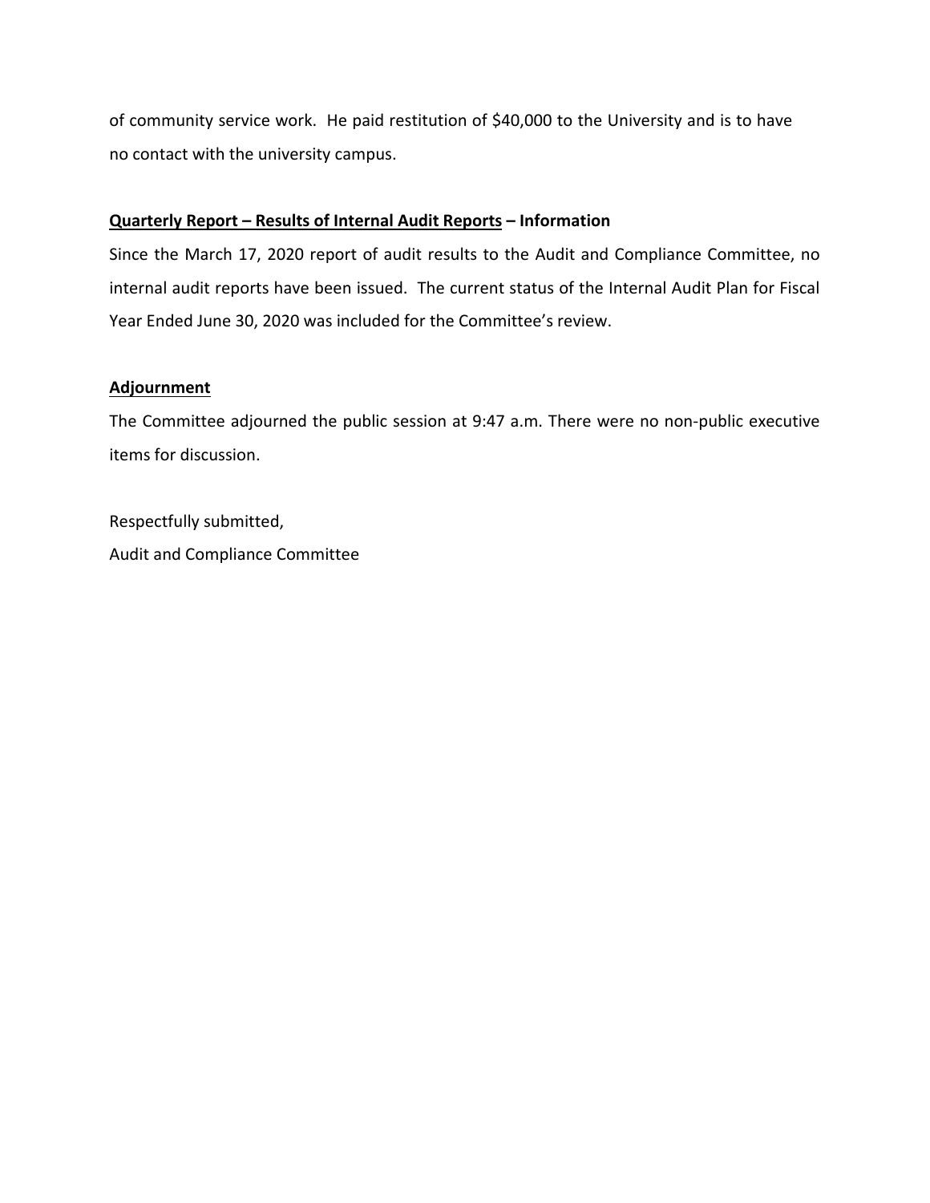of community service work. He paid restitution of $40,000 to the University and is to have no contact with the university campus.

**<u>Quarterly Report – Results of Internal Audit Reports</u> – Information**

Since the March 17, 2020 report of audit results to the Audit and Compliance Committee, no internal audit reports have been issued. The current status of the Internal Audit Plan for Fiscal Year Ended June 30, 2020 was included for the Committee's review.

**<u>Adjournment</u>**

The Committee adjourned the public session at 9:47 a.m. There were no non-public executive items for discussion.

Respectfully submitted,
Audit and Compliance Committee